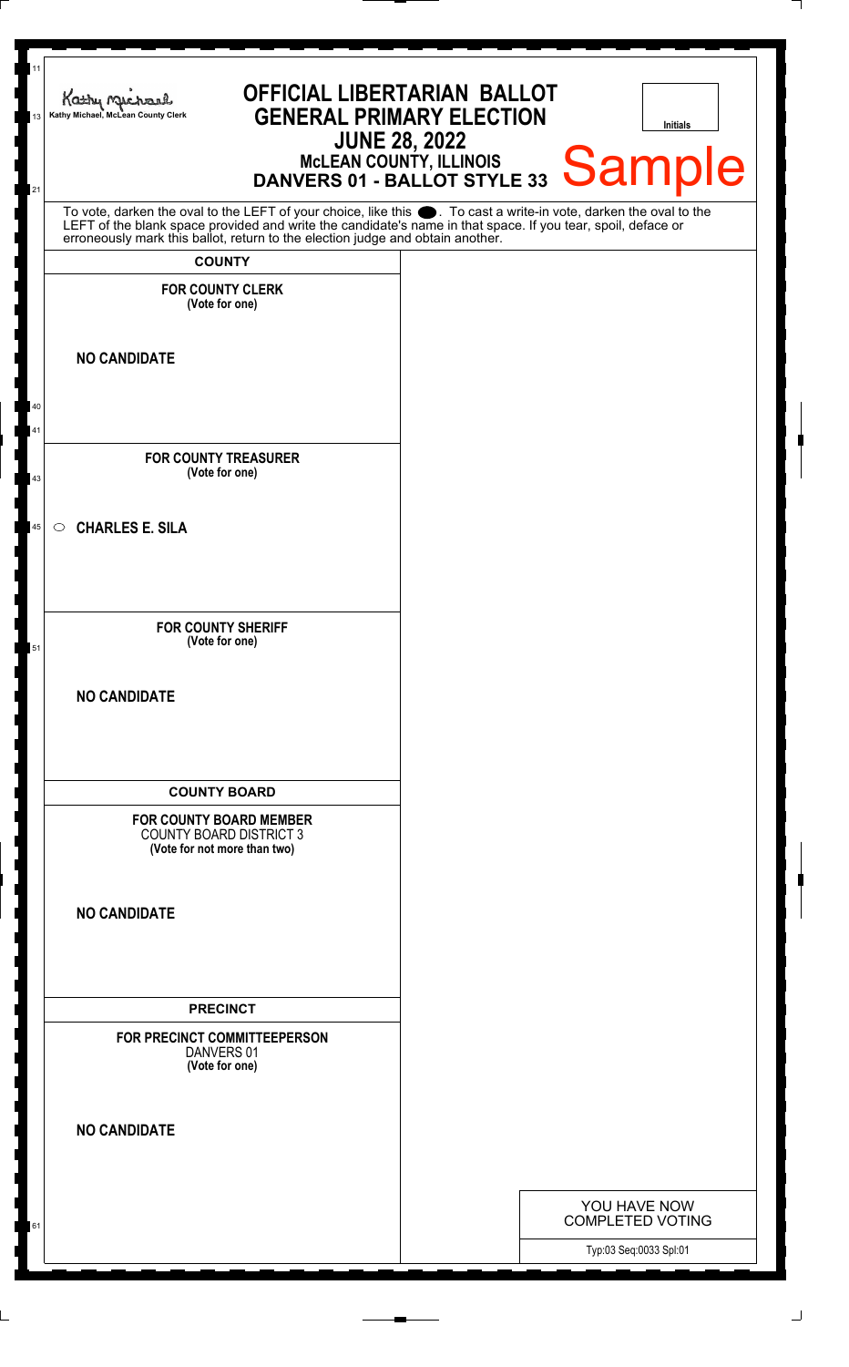Kathy Michael, McLean County Clerk

# OFFICIAL LIBERTARIAN BALLOT
## GENERAL PRIMARY ELECTION
## JUNE 28, 2022
### McLEAN COUNTY, ILLINOIS
### DANVERS 01 - BALLOT STYLE 33

Initials

Sample

To vote, darken the oval to the LEFT of your choice, like this ⬬. To cast a write-in vote, darken the oval to the LEFT of the blank space provided and write the candidate's name in that space. If you tear, spoil, deface or erroneously mark this ballot, return to the election judge and obtain another.

**COUNTY**

**FOR COUNTY CLERK**
**(Vote for one)**

**NO CANDIDATE**

**FOR COUNTY TREASURER**
**(Vote for one)**

○ **CHARLES E. SILA**

**FOR COUNTY SHERIFF**
**(Vote for one)**

**NO CANDIDATE**

**COUNTY BOARD**

**FOR COUNTY BOARD MEMBER**
COUNTY BOARD DISTRICT 3
**(Vote for not more than two)**

**NO CANDIDATE**

**PRECINCT**

**FOR PRECINCT COMMITTEEPERSON**
DANVERS 01
**(Vote for one)**

**NO CANDIDATE**

YOU HAVE NOW COMPLETED VOTING

Typ:03 Seq:0033 Spl:01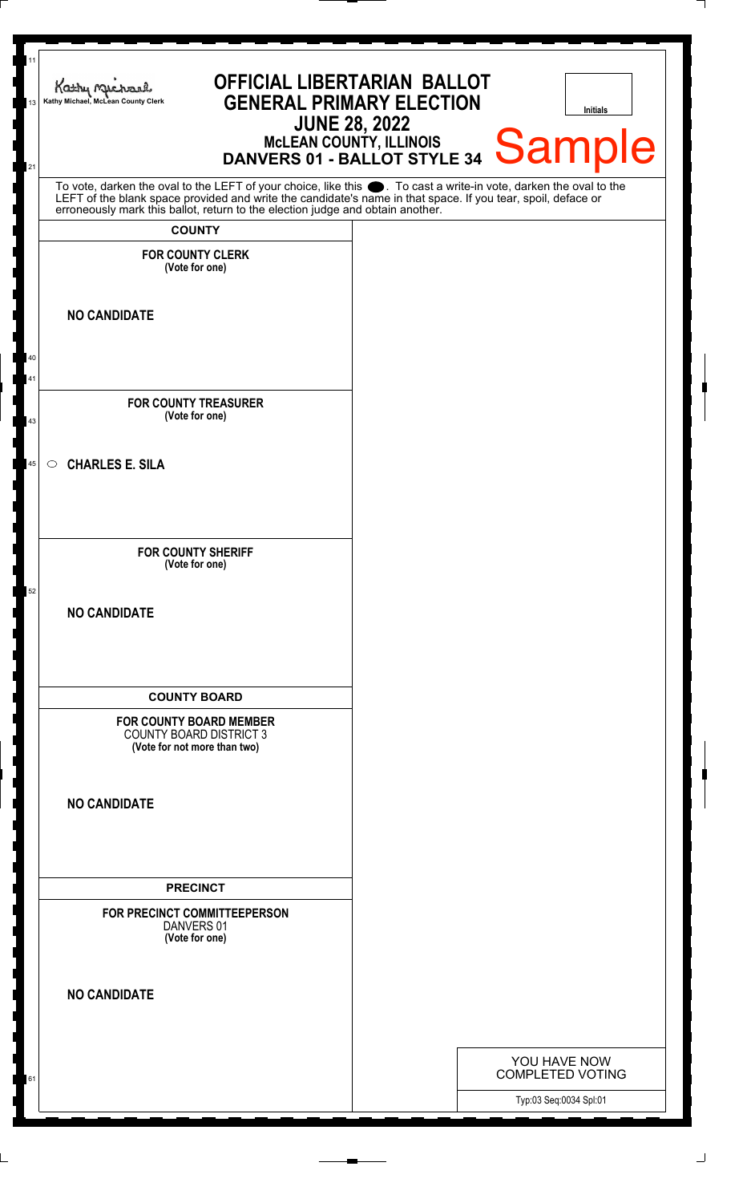Kathy Michael, McLean County Clerk

# OFFICIAL LIBERTARIAN BALLOT
## GENERAL PRIMARY ELECTION
### JUNE 28, 2022
### McLEAN COUNTY, ILLINOIS
### DANVERS 01 - BALLOT STYLE 34

Initials

Sample

To vote, darken the oval to the LEFT of your choice, like this ●. To cast a write-in vote, darken the oval to the LEFT of the blank space provided and write the candidate's name in that space. If you tear, spoil, deface or erroneously mark this ballot, return to the election judge and obtain another.

**COUNTY**

**FOR COUNTY CLERK**
**(Vote for one)**

**NO CANDIDATE**

**FOR COUNTY TREASURER**
**(Vote for one)**

○ **CHARLES E. SILA**

**FOR COUNTY SHERIFF**
**(Vote for one)**

**NO CANDIDATE**

**COUNTY BOARD**

**FOR COUNTY BOARD MEMBER**
COUNTY BOARD DISTRICT 3
**(Vote for not more than two)**

**NO CANDIDATE**

**PRECINCT**

**FOR PRECINCT COMMITTEEPERSON**
DANVERS 01
**(Vote for one)**

**NO CANDIDATE**

YOU HAVE NOW COMPLETED VOTING

Typ:03 Seq:0034 Spl:01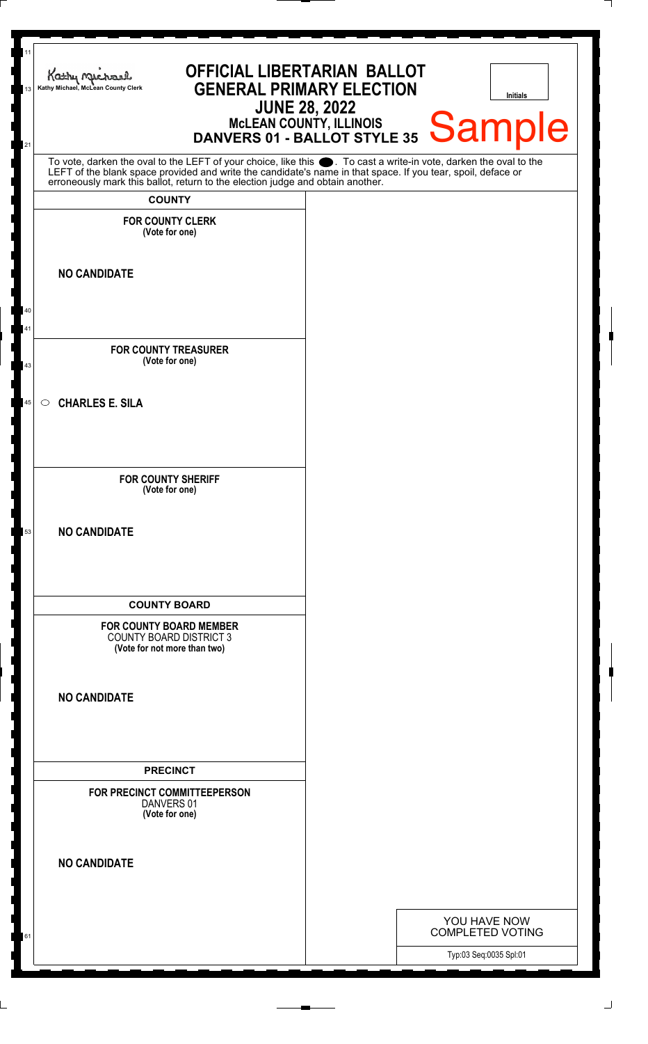Kathy Michael, McLean County Clerk

# OFFICIAL LIBERTARIAN BALLOT
## GENERAL PRIMARY ELECTION
## JUNE 28, 2022
### McLEAN COUNTY, ILLINOIS
### DANVERS 01 - BALLOT STYLE 35

Initials

Sample

To vote, darken the oval to the LEFT of your choice, like this ⬬. To cast a write-in vote, darken the oval to the LEFT of the blank space provided and write the candidate's name in that space. If you tear, spoil, deface or erroneously mark this ballot, return to the election judge and obtain another.

**COUNTY**

**FOR COUNTY CLERK**
**(Vote for one)**

**NO CANDIDATE**

**FOR COUNTY TREASURER**
**(Vote for one)**

○ **CHARLES E. SILA**

**FOR COUNTY SHERIFF**
**(Vote for one)**

**NO CANDIDATE**

**COUNTY BOARD**

**FOR COUNTY BOARD MEMBER**
COUNTY BOARD DISTRICT 3
**(Vote for not more than two)**

**NO CANDIDATE**

**PRECINCT**

**FOR PRECINCT COMMITTEEPERSON**
DANVERS 01
**(Vote for one)**

**NO CANDIDATE**

YOU HAVE NOW COMPLETED VOTING

Typ:03 Seq:0035 Spl:01